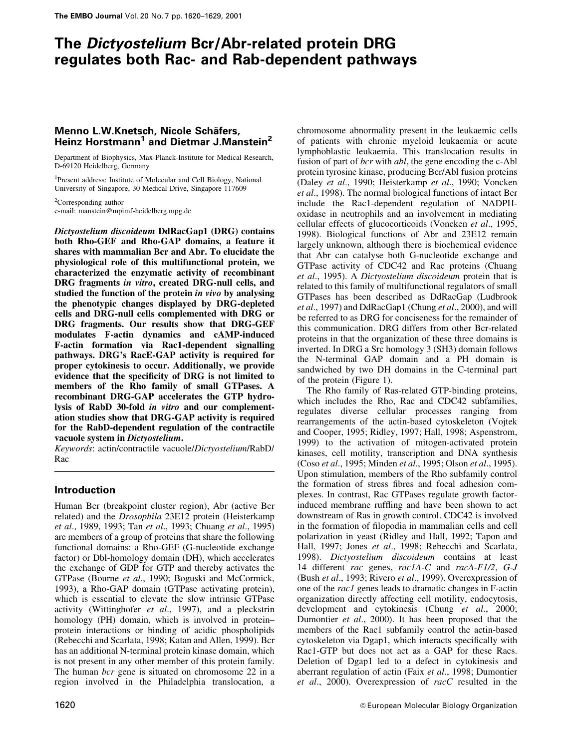# The *Dictyostelium* Bcr/Abr-related protein DRG regulates both Rac- and Rab-dependent pathways

**Menno L.W.Knetsch, Nicole Schäfers, Heinz Horstmann[1] and Dietmar J.Manstein[2]**

Department of Biophysics, Max-Planck-Institute for Medical Research, D-69120 Heidelberg, Germany

[1]Present address: Institute of Molecular and Cell Biology, National University of Singapore, 30 Medical Drive, Singapore 117609

[2]Corresponding author
e-mail: manstein@mpimf-heidelberg.mpg.de

***Dictyostelium discoideum*** **DdRacGap1 (DRG) contains both Rho-GEF and Rho-GAP domains, a feature it shares with mammalian Bcr and Abr. To elucidate the physiological role of this multifunctional protein, we characterized the enzymatic activity of recombinant DRG fragments *in vitro*, created DRG-null cells, and studied the function of the protein *in vivo* by analysing the phenotypic changes displayed by DRG-depleted cells and DRG-null cells complemented with DRG or DRG fragments. Our results show that DRG-GEF modulates F-actin dynamics and cAMP-induced F-actin formation via Rac1-dependent signalling pathways. DRG's RacE-GAP activity is required for proper cytokinesis to occur. Additionally, we provide evidence that the specificity of DRG is not limited to members of the Rho family of small GTPases. A recombinant DRG-GAP accelerates the GTP hydrolysis of RabD 30-fold *in vitro* and our complementation studies show that DRG-GAP activity is required for the RabD-dependent regulation of the contractile vacuole system in *Dictyostelium*.**

*Keywords*: actin/contractile vacuole/*Dictyostelium*/RabD/Rac

## Introduction

Human Bcr (breakpoint cluster region), Abr (active Bcr related) and the *Drosophila* 23E12 protein (Heisterkamp *et al*., 1989, 1993; Tan *et al*., 1993; Chuang *et al*., 1995) are members of a group of proteins that share the following functional domains: a Rho-GEF (G-nucleotide exchange factor) or Dbl-homology domain (DH), which accelerates the exchange of GDP for GTP and thereby activates the GTPase (Bourne *et al*., 1990; Boguski and McCormick, 1993), a Rho-GAP domain (GTPase activating protein), which is essential to elevate the slow intrinsic GTPase activity (Wittinghofer *et al*., 1997), and a pleckstrin homology (PH) domain, which is involved in protein–protein interactions or binding of acidic phospholipids (Rebecchi and Scarlata, 1998; Katan and Allen, 1999). Bcr has an additional N-terminal protein kinase domain, which is not present in any other member of this protein family. The human *bcr* gene is situated on chromosome 22 in a region involved in the Philadelphia translocation, a chromosome abnormality present in the leukaemic cells of patients with chronic myeloid leukaemia or acute lymphoblastic leukaemia. This translocation results in fusion of part of *bcr* with *abl*, the gene encoding the c-Abl protein tyrosine kinase, producing Bcr/Abl fusion proteins (Daley *et al*., 1990; Heisterkamp *et al*., 1990; Voncken *et al*., 1998). The normal biological functions of intact Bcr include the Rac1-dependent regulation of NADPH-oxidase in neutrophils and an involvement in mediating cellular effects of glucocorticoids (Voncken *et al*., 1995, 1998). Biological functions of Abr and 23E12 remain largely unknown, although there is biochemical evidence that Abr can catalyse both G-nucleotide exchange and GTPase activity of CDC42 and Rac proteins (Chuang *et al*., 1995). A *Dictyostelium discoideum* protein that is related to this family of multifunctional regulators of small GTPases has been described as DdRacGap (Ludbrook *et al*., 1997) and DdRacGap1 (Chung *et al*., 2000), and will be referred to as DRG for conciseness for the remainder of this communication. DRG differs from other Bcr-related proteins in that the organization of these three domains is inverted. In DRG a Src homology 3 (SH3) domain follows the N-terminal GAP domain and a PH domain is sandwiched by two DH domains in the C-terminal part of the protein (Figure 1).

The Rho family of Ras-related GTP-binding proteins, which includes the Rho, Rac and CDC42 subfamilies, regulates diverse cellular processes ranging from rearrangements of the actin-based cytoskeleton (Vojtek and Cooper, 1995; Ridley, 1997; Hall, 1998; Aspenstrom, 1999) to the activation of mitogen-activated protein kinases, cell motility, transcription and DNA synthesis (Coso *et al*., 1995; Minden *et al*., 1995; Olson *et al*., 1995). Upon stimulation, members of the Rho subfamily control the formation of stress fibres and focal adhesion complexes. In contrast, Rac GTPases regulate growth factor-induced membrane ruffling and have been shown to act downstream of Ras in growth control. CDC42 is involved in the formation of filopodia in mammalian cells and cell polarization in yeast (Ridley and Hall, 1992; Tapon and Hall, 1997; Jones *et al*., 1998; Rebecchi and Scarlata, 1998). *Dictyostelium discoideum* contains at least 14 different *rac* genes, *rac1A-C* and *racA-F1/2*, *G-J* (Bush *et al*., 1993; Rivero *et al*., 1999). Overexpression of one of the *rac1* genes leads to dramatic changes in F-actin organization directly affecting cell motility, endocytosis, development and cytokinesis (Chung *et al*., 2000; Dumontier *et al*., 2000). It has been proposed that the members of the Rac1 subfamily control the actin-based cytoskeleton via Dgap1, which interacts specifically with Rac1-GTP but does not act as a GAP for these Racs. Deletion of Dgap1 led to a defect in cytokinesis and aberrant regulation of actin (Faix *et al*., 1998; Dumontier *et al*., 2000). Overexpression of *racC* resulted in the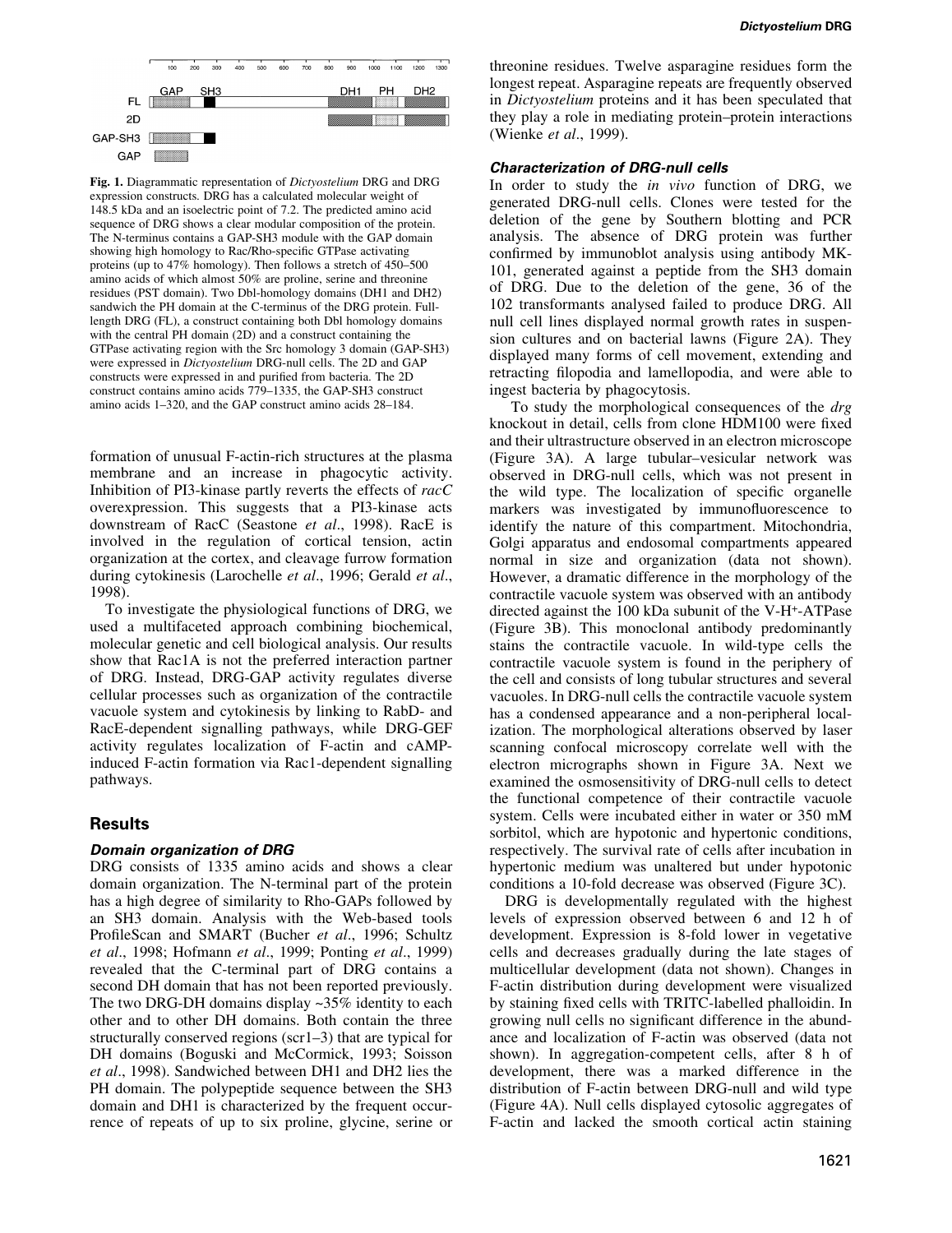Fig. 1. Diagrammatic representation of *Dictyostelium* DRG and DRG expression constructs. DRG has a calculated molecular weight of 148.5 kDa and an isoelectric point of 7.2. The predicted amino acid sequence of DRG shows a clear modular composition of the protein. The N-terminus contains a GAP-SH3 module with the GAP domain showing high homology to Rac/Rho-specific GTPase activating proteins (up to 47% homology). Then follows a stretch of 450–500 amino acids of which almost 50% are proline, serine and threonine residues (PST domain). Two Dbl-homology domains (DH1 and DH2) sandwich the PH domain at the C-terminus of the DRG protein. Full-length DRG (FL), a construct containing both Dbl homology domains with the central PH domain (2D) and a construct containing the GTPase activating region with the Src homology 3 domain (GAP-SH3) were expressed in *Dictyostelium* DRG-null cells. The 2D and GAP constructs were expressed in and purified from bacteria. The 2D construct contains amino acids 779–1335, the GAP-SH3 construct amino acids 1–320, and the GAP construct amino acids 28–184.

formation of unusual F-actin-rich structures at the plasma membrane and an increase in phagocytic activity. Inhibition of PI3-kinase partly reverts the effects of *racC* overexpression. This suggests that a PI3-kinase acts downstream of RacC (Seastone *et al*., 1998). RacE is involved in the regulation of cortical tension, actin organization at the cortex, and cleavage furrow formation during cytokinesis (Larochelle *et al*., 1996; Gerald *et al*., 1998).

To investigate the physiological functions of DRG, we used a multifaceted approach combining biochemical, molecular genetic and cell biological analysis. Our results show that Rac1A is not the preferred interaction partner of DRG. Instead, DRG-GAP activity regulates diverse cellular processes such as organization of the contractile vacuole system and cytokinesis by linking to RabD- and RacE-dependent signalling pathways, while DRG-GEF activity regulates localization of F-actin and cAMP-induced F-actin formation via Rac1-dependent signalling pathways.

## Results

### *Domain organization of DRG*

DRG consists of 1335 amino acids and shows a clear domain organization. The N-terminal part of the protein has a high degree of similarity to Rho-GAPs followed by an SH3 domain. Analysis with the Web-based tools ProfileScan and SMART (Bucher *et al*., 1996; Schultz *et al*., 1998; Hofmann *et al*., 1999; Ponting *et al*., 1999) revealed that the C-terminal part of DRG contains a second DH domain that has not been reported previously. The two DRG-DH domains display ~35% identity to each other and to other DH domains. Both contain the three structurally conserved regions (scr1–3) that are typical for DH domains (Boguski and McCormick, 1993; Soisson *et al*., 1998). Sandwiched between DH1 and DH2 lies the PH domain. The polypeptide sequence between the SH3 domain and DH1 is characterized by the frequent occurrence of repeats of up to six proline, glycine, serine or threonine residues. Twelve asparagine residues form the longest repeat. Asparagine repeats are frequently observed in *Dictyostelium* proteins and it has been speculated that they play a role in mediating protein–protein interactions (Wienke *et al*., 1999).

### *Characterization of DRG-null cells*

In order to study the *in vivo* function of DRG, we generated DRG-null cells. Clones were tested for the deletion of the gene by Southern blotting and PCR analysis. The absence of DRG protein was further confirmed by immunoblot analysis using antibody MK-101, generated against a peptide from the SH3 domain of DRG. Due to the deletion of the gene, 36 of the 102 transformants analysed failed to produce DRG. All null cell lines displayed normal growth rates in suspension cultures and on bacterial lawns (Figure 2A). They displayed many forms of cell movement, extending and retracting filopodia and lamellopodia, and were able to ingest bacteria by phagocytosis.

To study the morphological consequences of the *drg* knockout in detail, cells from clone HDM100 were fixed and their ultrastructure observed in an electron microscope (Figure 3A). A large tubular–vesicular network was observed in DRG-null cells, which was not present in the wild type. The localization of specific organelle markers was investigated by immunofluorescence to identify the nature of this compartment. Mitochondria, Golgi apparatus and endosomal compartments appeared normal in size and organization (data not shown). However, a dramatic difference in the morphology of the contractile vacuole system was observed with an antibody directed against the 100 kDa subunit of the V-H$^+$-ATPase (Figure 3B). This monoclonal antibody predominantly stains the contractile vacuole. In wild-type cells the contractile vacuole system is found in the periphery of the cell and consists of long tubular structures and several vacuoles. In DRG-null cells the contractile vacuole system has a condensed appearance and a non-peripheral localization. The morphological alterations observed by laser scanning confocal microscopy correlate well with the electron micrographs shown in Figure 3A. Next we examined the osmosensitivity of DRG-null cells to detect the functional competence of their contractile vacuole system. Cells were incubated either in water or 350 mM sorbitol, which are hypotonic and hypertonic conditions, respectively. The survival rate of cells after incubation in hypertonic medium was unaltered but under hypotonic conditions a 10-fold decrease was observed (Figure 3C).

DRG is developmentally regulated with the highest levels of expression observed between 6 and 12 h of development. Expression is 8-fold lower in vegetative cells and decreases gradually during the late stages of multicellular development (data not shown). Changes in F-actin distribution during development were visualized by staining fixed cells with TRITC-labelled phalloidin. In growing null cells no significant difference in the abundance and localization of F-actin was observed (data not shown). In aggregation-competent cells, after 8 h of development, there was a marked difference in the distribution of F-actin between DRG-null and wild type (Figure 4A). Null cells displayed cytosolic aggregates of F-actin and lacked the smooth cortical actin staining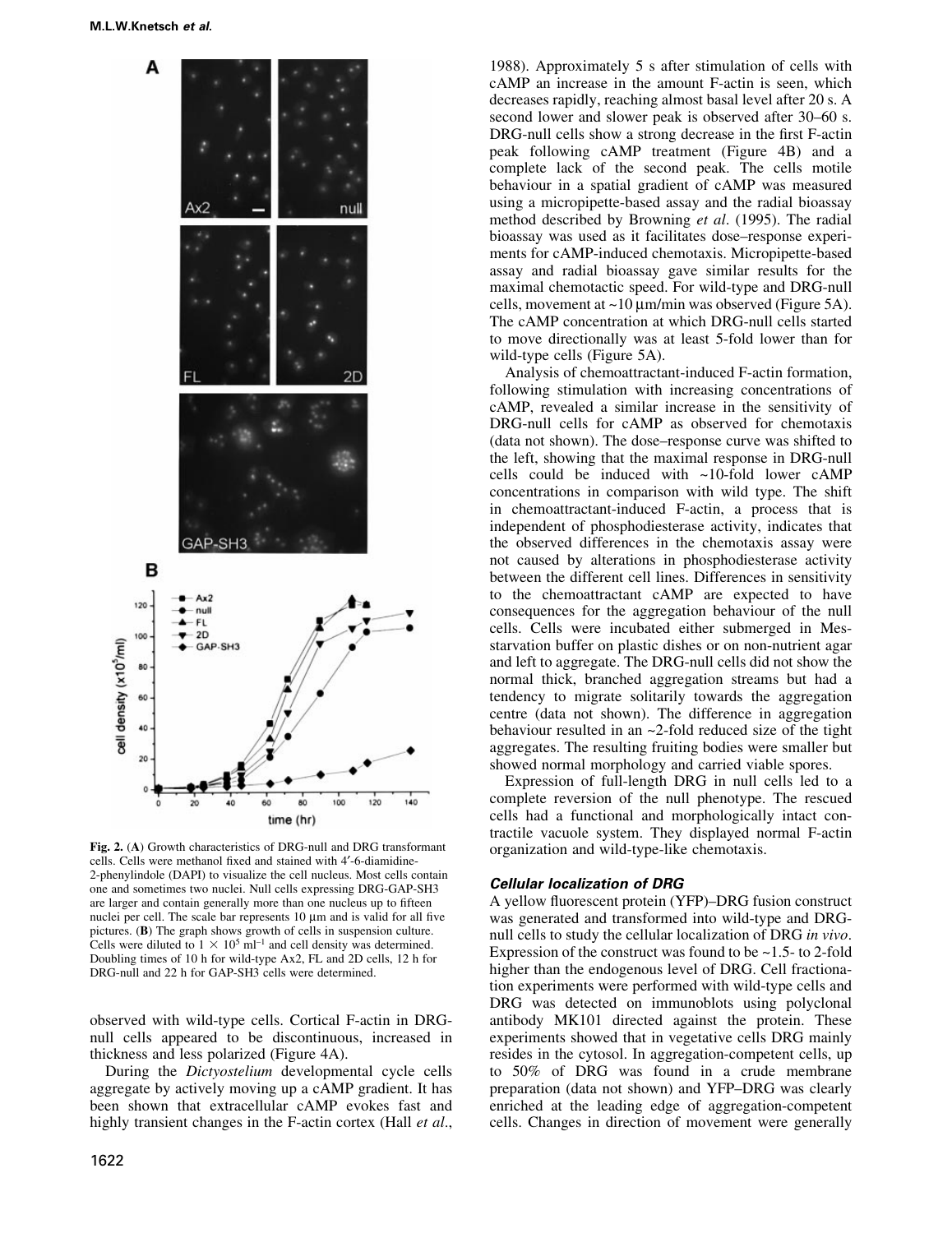Fig. 2. (A) Growth characteristics of DRG-null and DRG transformant cells. Cells were methanol fixed and stained with 4′-6-diamidine-2-phenylindole (DAPI) to visualize the cell nucleus. Most cells contain one and sometimes two nuclei. Null cells expressing DRG-GAP-SH3 are larger and contain generally more than one nucleus up to fifteen nuclei per cell. The scale bar represents 10 µm and is valid for all five pictures. (B) The graph shows growth of cells in suspension culture. Cells were diluted to $1 \times 10^5$ ml$^{-1}$ and cell density was determined. Doubling times of 10 h for wild-type Ax2, FL and 2D cells, 12 h for DRG-null and 22 h for GAP-SH3 cells were determined.

observed with wild-type cells. Cortical F-actin in DRG-null cells appeared to be discontinuous, increased in thickness and less polarized (Figure 4A).

During the *Dictyostelium* developmental cycle cells aggregate by actively moving up a cAMP gradient. It has been shown that extracellular cAMP evokes fast and highly transient changes in the F-actin cortex (Hall *et al*., 1988). Approximately 5 s after stimulation of cells with cAMP an increase in the amount F-actin is seen, which decreases rapidly, reaching almost basal level after 20 s. A second lower and slower peak is observed after 30–60 s. DRG-null cells show a strong decrease in the first F-actin peak following cAMP treatment (Figure 4B) and a complete lack of the second peak. The cells motile behaviour in a spatial gradient of cAMP was measured using a micropipette-based assay and the radial bioassay method described by Browning *et al*. (1995). The radial bioassay was used as it facilitates dose–response experiments for cAMP-induced chemotaxis. Micropipette-based assay and radial bioassay gave similar results for the maximal chemotactic speed. For wild-type and DRG-null cells, movement at ~10 µm/min was observed (Figure 5A). The cAMP concentration at which DRG-null cells started to move directionally was at least 5-fold lower than for wild-type cells (Figure 5A).

Analysis of chemoattractant-induced F-actin formation, following stimulation with increasing concentrations of cAMP, revealed a similar increase in the sensitivity of DRG-null cells for cAMP as observed for chemotaxis (data not shown). The dose–response curve was shifted to the left, showing that the maximal response in DRG-null cells could be induced with ~10-fold lower cAMP concentrations in comparison with wild type. The shift in chemoattractant-induced F-actin, a process that is independent of phosphodiesterase activity, indicates that the observed differences in the chemotaxis assay were not caused by alterations in phosphodiesterase activity between the different cell lines. Differences in sensitivity to the chemoattractant cAMP are expected to have consequences for the aggregation behaviour of the null cells. Cells were incubated either submerged in Mes-starvation buffer on plastic dishes or on non-nutrient agar and left to aggregate. The DRG-null cells did not show the normal thick, branched aggregation streams but had a tendency to migrate solitarily towards the aggregation centre (data not shown). The difference in aggregation behaviour resulted in an ~2-fold reduced size of the tight aggregates. The resulting fruiting bodies were smaller but showed normal morphology and carried viable spores.

Expression of full-length DRG in null cells led to a complete reversion of the null phenotype. The rescued cells had a functional and morphologically intact contractile vacuole system. They displayed normal F-actin organization and wild-type-like chemotaxis.

### Cellular localization of DRG

A yellow fluorescent protein (YFP)–DRG fusion construct was generated and transformed into wild-type and DRG-null cells to study the cellular localization of DRG *in vivo*. Expression of the construct was found to be ~1.5- to 2-fold higher than the endogenous level of DRG. Cell fractionation experiments were performed with wild-type cells and DRG was detected on immunoblots using polyclonal antibody MK101 directed against the protein. These experiments showed that in vegetative cells DRG mainly resides in the cytosol. In aggregation-competent cells, up to 50% of DRG was found in a crude membrane preparation (data not shown) and YFP–DRG was clearly enriched at the leading edge of aggregation-competent cells. Changes in direction of movement were generally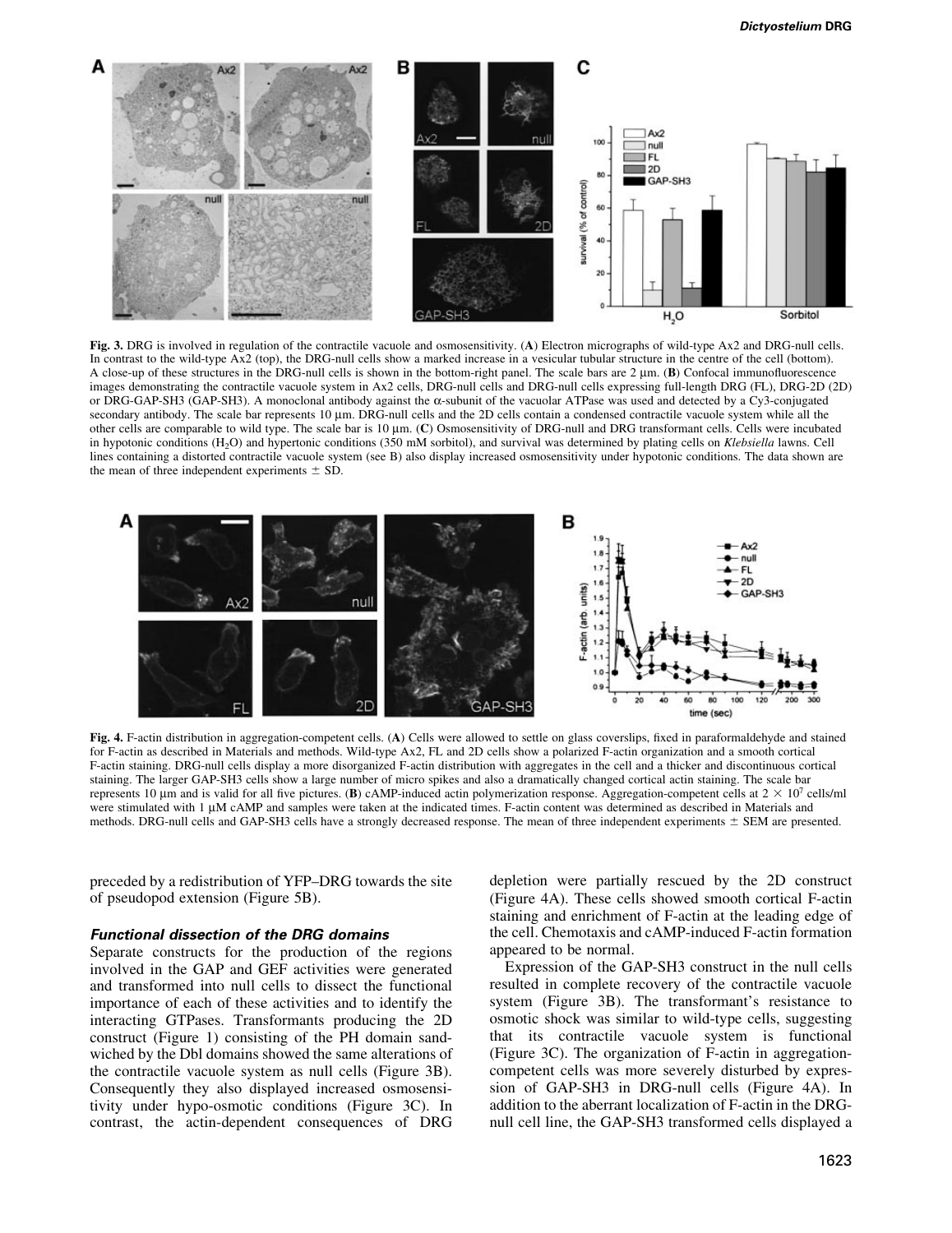**Fig. 3.** DRG is involved in regulation of the contractile vacuole and osmosensitivity. (**A**) Electron micrographs of wild-type Ax2 and DRG-null cells. In contrast to the wild-type Ax2 (top), the DRG-null cells show a marked increase in a vesicular tubular structure in the centre of the cell (bottom). A close-up of these structures in the DRG-null cells is shown in the bottom-right panel. The scale bars are 2 µm. (**B**) Confocal immunofluorescence images demonstrating the contractile vacuole system in Ax2 cells, DRG-null cells and DRG-null cells expressing full-length DRG (FL), DRG-2D (2D) or DRG-GAP-SH3 (GAP-SH3). A monoclonal antibody against the α-subunit of the vacuolar ATPase was used and detected by a Cy3-conjugated secondary antibody. The scale bar represents 10 µm. DRG-null cells and the 2D cells contain a condensed contractile vacuole system while all the other cells are comparable to wild type. The scale bar is 10 µm. (**C**) Osmosensitivity of DRG-null and DRG transformant cells. Cells were incubated in hypotonic conditions ($H_2O$) and hypertonic conditions (350 mM sorbitol), and survival was determined by plating cells on *Klebsiella* lawns. Cell lines containing a distorted contractile vacuole system (see B) also display increased osmosensitivity under hypotonic conditions. The data shown are the mean of three independent experiments ± SD.

**Fig. 4.** F-actin distribution in aggregation-competent cells. (**A**) Cells were allowed to settle on glass coverslips, fixed in paraformaldehyde and stained for F-actin as described in Materials and methods. Wild-type Ax2, FL and 2D cells show a polarized F-actin organization and a smooth cortical F-actin staining. DRG-null cells display a more disorganized F-actin distribution with aggregates in the cell and a thicker and discontinuous cortical staining. The larger GAP-SH3 cells show a large number of micro spikes and also a dramatically changed cortical actin staining. The scale bar represents 10 µm and is valid for all five pictures. (**B**) cAMP-induced actin polymerization response. Aggregation-competent cells at $2 \times 10^7$ cells/ml were stimulated with 1 µM cAMP and samples were taken at the indicated times. F-actin content was determined as described in Materials and methods. DRG-null cells and GAP-SH3 cells have a strongly decreased response. The mean of three independent experiments ± SEM are presented.

preceded by a redistribution of YFP–DRG towards the site of pseudopod extension (Figure 5B).

### *Functional dissection of the DRG domains*

Separate constructs for the production of the regions involved in the GAP and GEF activities were generated and transformed into null cells to dissect the functional importance of each of these activities and to identify the interacting GTPases. Transformants producing the 2D construct (Figure 1) consisting of the PH domain sandwiched by the Dbl domains showed the same alterations of the contractile vacuole system as null cells (Figure 3B). Consequently they also displayed increased osmosensitivity under hypo-osmotic conditions (Figure 3C). In contrast, the actin-dependent consequences of DRG depletion were partially rescued by the 2D construct (Figure 4A). These cells showed smooth cortical F-actin staining and enrichment of F-actin at the leading edge of the cell. Chemotaxis and cAMP-induced F-actin formation appeared to be normal.

Expression of the GAP-SH3 construct in the null cells resulted in complete recovery of the contractile vacuole system (Figure 3B). The transformant's resistance to osmotic shock was similar to wild-type cells, suggesting that its contractile vacuole system is functional (Figure 3C). The organization of F-actin in aggregation-competent cells was more severely disturbed by expression of GAP-SH3 in DRG-null cells (Figure 4A). In addition to the aberrant localization of F-actin in the DRG-null cell line, the GAP-SH3 transformed cells displayed a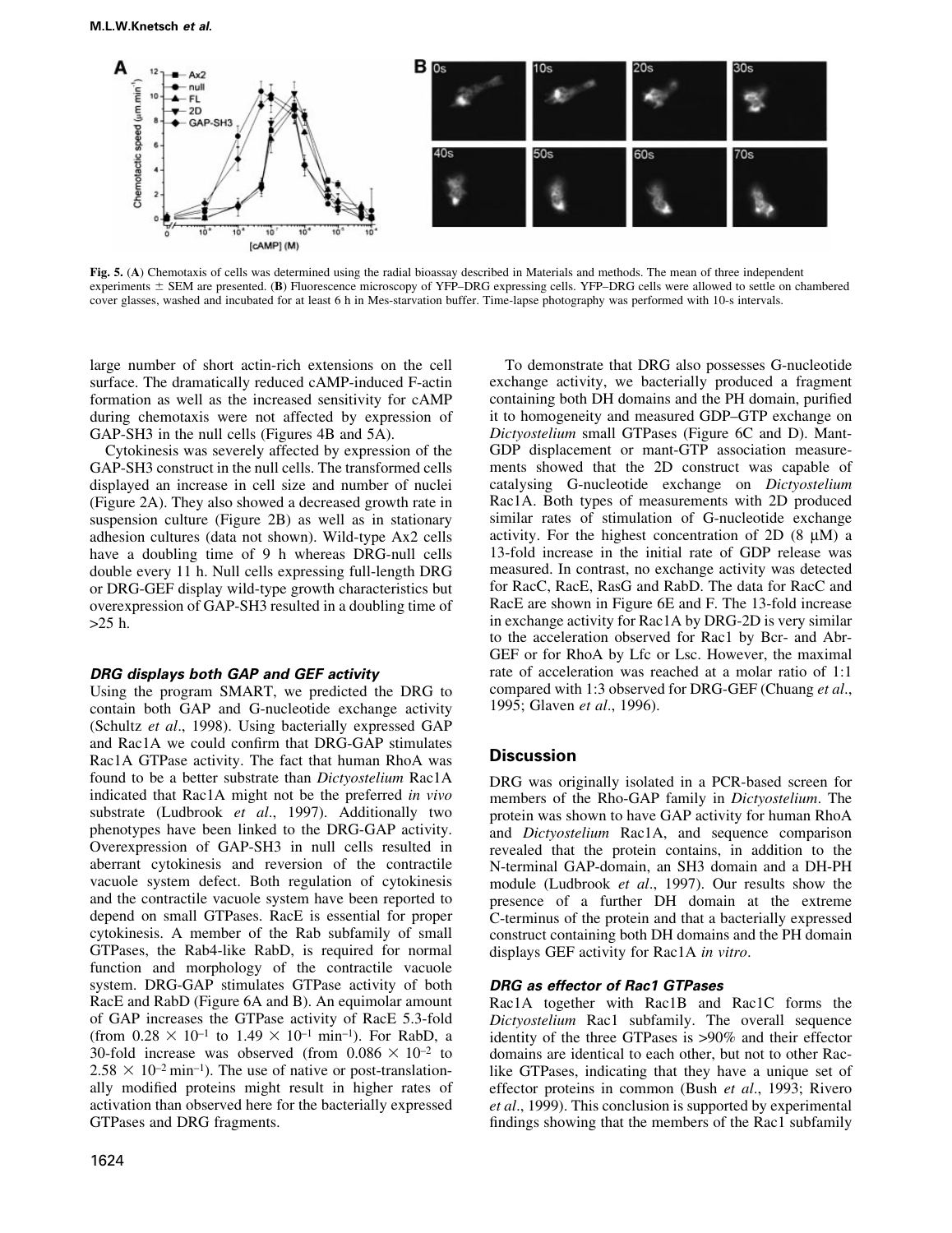Fig. 5. (A) Chemotaxis of cells was determined using the radial bioassay described in Materials and methods. The mean of three independent experiments ± SEM are presented. (B) Fluorescence microscopy of YFP–DRG expressing cells. YFP–DRG cells were allowed to settle on chambered cover glasses, washed and incubated for at least 6 h in Mes-starvation buffer. Time-lapse photography was performed with 10-s intervals.

large number of short actin-rich extensions on the cell surface. The dramatically reduced cAMP-induced F-actin formation as well as the increased sensitivity for cAMP during chemotaxis were not affected by expression of GAP-SH3 in the null cells (Figures 4B and 5A).

Cytokinesis was severely affected by expression of the GAP-SH3 construct in the null cells. The transformed cells displayed an increase in cell size and number of nuclei (Figure 2A). They also showed a decreased growth rate in suspension culture (Figure 2B) as well as in stationary adhesion cultures (data not shown). Wild-type Ax2 cells have a doubling time of 9 h whereas DRG-null cells double every 11 h. Null cells expressing full-length DRG or DRG-GEF display wild-type growth characteristics but overexpression of GAP-SH3 resulted in a doubling time of >25 h.

### DRG displays both GAP and GEF activity

Using the program SMART, we predicted the DRG to contain both GAP and G-nucleotide exchange activity (Schultz *et al*., 1998). Using bacterially expressed GAP and Rac1A we could confirm that DRG-GAP stimulates Rac1A GTPase activity. The fact that human RhoA was found to be a better substrate than *Dictyostelium* Rac1A indicated that Rac1A might not be the preferred *in vivo* substrate (Ludbrook *et al*., 1997). Additionally two phenotypes have been linked to the DRG-GAP activity. Overexpression of GAP-SH3 in null cells resulted in aberrant cytokinesis and reversion of the contractile vacuole system defect. Both regulation of cytokinesis and the contractile vacuole system have been reported to depend on small GTPases. RacE is essential for proper cytokinesis. A member of the Rab subfamily of small GTPases, the Rab4-like RabD, is required for normal function and morphology of the contractile vacuole system. DRG-GAP stimulates GTPase activity of both RacE and RabD (Figure 6A and B). An equimolar amount of GAP increases the GTPase activity of RacE 5.3-fold (from $0.28 \times 10^{-1}$ to $1.49 \times 10^{-1}$ $min^{-1}$). For RabD, a 30-fold increase was observed (from $0.086 \times 10^{-2}$ to $2.58 \times 10^{-2}$ $min^{-1}$). The use of native or post-translationally modified proteins might result in higher rates of activation than observed here for the bacterially expressed GTPases and DRG fragments.

To demonstrate that DRG also possesses G-nucleotide exchange activity, we bacterially produced a fragment containing both DH domains and the PH domain, purified it to homogeneity and measured GDP–GTP exchange on *Dictyostelium* small GTPases (Figure 6C and D). Mant-GDP displacement or mant-GTP association measurements showed that the 2D construct was capable of catalysing G-nucleotide exchange on *Dictyostelium* Rac1A. Both types of measurements with 2D produced similar rates of stimulation of G-nucleotide exchange activity. For the highest concentration of 2D (8 μM) a 13-fold increase in the initial rate of GDP release was measured. In contrast, no exchange activity was detected for RacC, RacE, RasG and RabD. The data for RacC and RacE are shown in Figure 6E and F. The 13-fold increase in exchange activity for Rac1A by DRG-2D is very similar to the acceleration observed for Rac1 by Bcr- and Abr-GEF or for RhoA by Lfc or Lsc. However, the maximal rate of acceleration was reached at a molar ratio of 1:1 compared with 1:3 observed for DRG-GEF (Chuang *et al*., 1995; Glaven *et al*., 1996).

## Discussion

DRG was originally isolated in a PCR-based screen for members of the Rho-GAP family in *Dictyostelium*. The protein was shown to have GAP activity for human RhoA and *Dictyostelium* Rac1A, and sequence comparison revealed that the protein contains, in addition to the N-terminal GAP-domain, an SH3 domain and a DH-PH module (Ludbrook *et al*., 1997). Our results show the presence of a further DH domain at the extreme C-terminus of the protein and that a bacterially expressed construct containing both DH domains and the PH domain displays GEF activity for Rac1A *in vitro*.

### DRG as effector of Rac1 GTPases

Rac1A together with Rac1B and Rac1C forms the *Dictyostelium* Rac1 subfamily. The overall sequence identity of the three GTPases is >90% and their effector domains are identical to each other, but not to other Rac-like GTPases, indicating that they have a unique set of effector proteins in common (Bush *et al*., 1993; Rivero *et al*., 1999). This conclusion is supported by experimental findings showing that the members of the Rac1 subfamily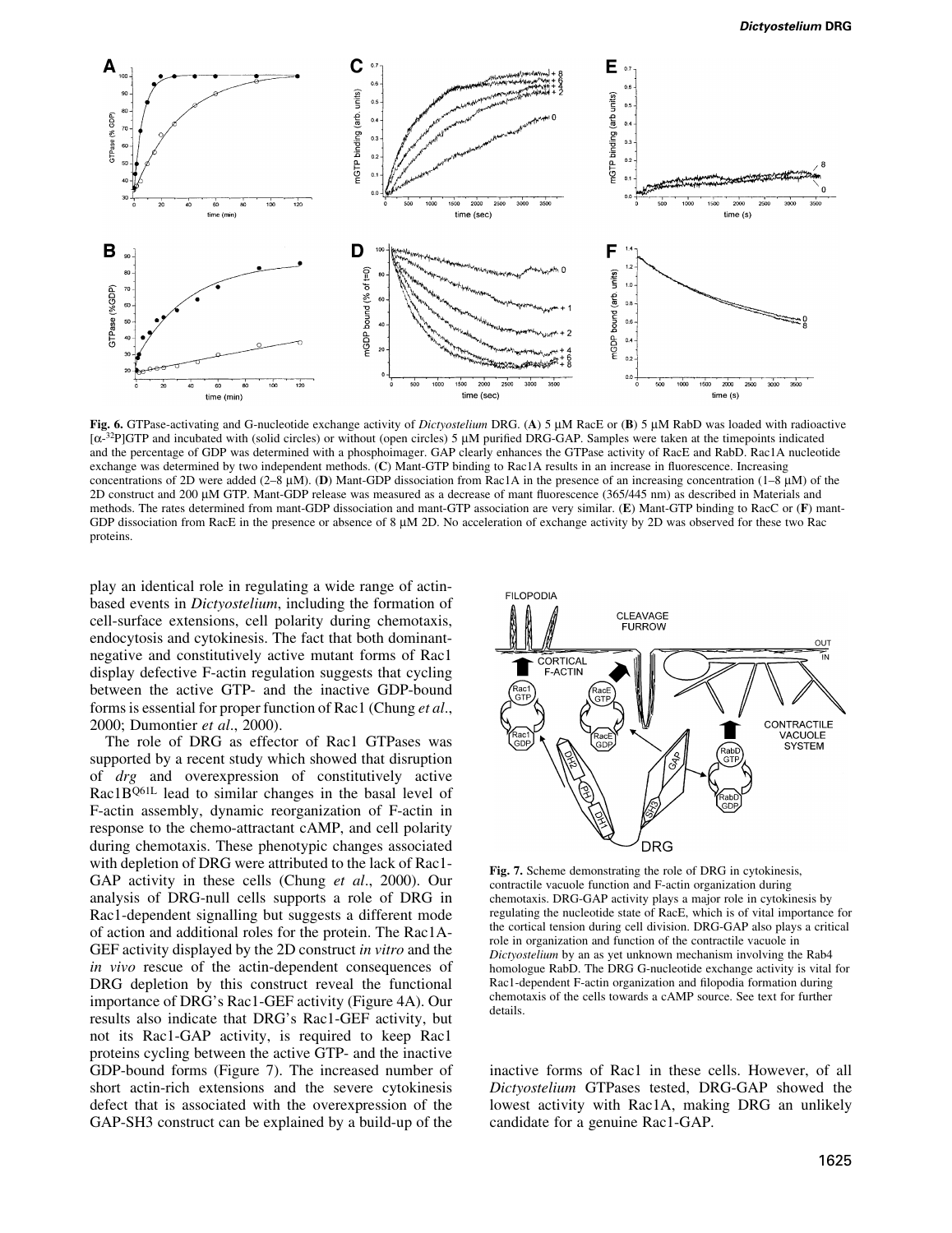**Fig. 6.** GTPase-activating and G-nucleotide exchange activity of *Dictyostelium* DRG. (**A**) 5 μM RacE or (**B**) 5 μM RabD was loaded with radioactive [α-$^{32}$P]GTP and incubated with (solid circles) or without (open circles) 5 μM purified DRG-GAP. Samples were taken at the timepoints indicated and the percentage of GDP was determined with a phosphoimager. GAP clearly enhances the GTPase activity of RacE and RabD. Rac1A nucleotide exchange was determined by two independent methods. (**C**) Mant-GTP binding to Rac1A results in an increase in fluorescence. Increasing concentrations of 2D were added (2–8 μM). (**D**) Mant-GDP dissociation from Rac1A in the presence of an increasing concentration (1–8 μM) of the 2D construct and 200 μM GTP. Mant-GDP release was measured as a decrease of mant fluorescence (365/445 nm) as described in Materials and methods. The rates determined from mant-GDP dissociation and mant-GTP association are very similar. (**E**) Mant-GTP binding to RacC or (**F**) mant-GDP dissociation from RacE in the presence or absence of 8 μM 2D. No acceleration of exchange activity by 2D was observed for these two Rac proteins.

play an identical role in regulating a wide range of actin-based events in *Dictyostelium*, including the formation of cell-surface extensions, cell polarity during chemotaxis, endocytosis and cytokinesis. The fact that both dominant-negative and constitutively active mutant forms of Rac1 display defective F-actin regulation suggests that cycling between the active GTP- and the inactive GDP-bound forms is essential for proper function of Rac1 (Chung *et al*., 2000; Dumontier *et al*., 2000).

The role of DRG as effector of Rac1 GTPases was supported by a recent study which showed that disruption of *drg* and overexpression of constitutively active Rac1B$^{Q61L}$ lead to similar changes in the basal level of F-actin assembly, dynamic reorganization of F-actin in response to the chemo-attractant cAMP, and cell polarity during chemotaxis. These phenotypic changes associated with depletion of DRG were attributed to the lack of Rac1-GAP activity in these cells (Chung *et al*., 2000). Our analysis of DRG-null cells supports a role of DRG in Rac1-dependent signalling but suggests a different mode of action and additional roles for the protein. The Rac1A-GEF activity displayed by the 2D construct *in vitro* and the *in vivo* rescue of the actin-dependent consequences of DRG depletion by this construct reveal the functional importance of DRG's Rac1-GEF activity (Figure 4A). Our results also indicate that DRG's Rac1-GEF activity, but not its Rac1-GAP activity, is required to keep Rac1 proteins cycling between the active GTP- and the inactive GDP-bound forms (Figure 7). The increased number of short actin-rich extensions and the severe cytokinesis defect that is associated with the overexpression of the GAP-SH3 construct can be explained by a build-up of the inactive forms of Rac1 in these cells. However, of all *Dictyostelium* GTPases tested, DRG-GAP showed the lowest activity with Rac1A, making DRG an unlikely candidate for a genuine Rac1-GAP.

**Fig. 7.** Scheme demonstrating the role of DRG in cytokinesis, contractile vacuole function and F-actin organization during chemotaxis. DRG-GAP activity plays a major role in cytokinesis by regulating the nucleotide state of RacE, which is of vital importance for the cortical tension during cell division. DRG-GAP also plays a critical role in organization and function of the contractile vacuole in *Dictyostelium* by an as yet unknown mechanism involving the Rab4 homologue RabD. The DRG G-nucleotide exchange activity is vital for Rac1-dependent F-actin organization and filopodia formation during chemotaxis of the cells towards a cAMP source. See text for further details.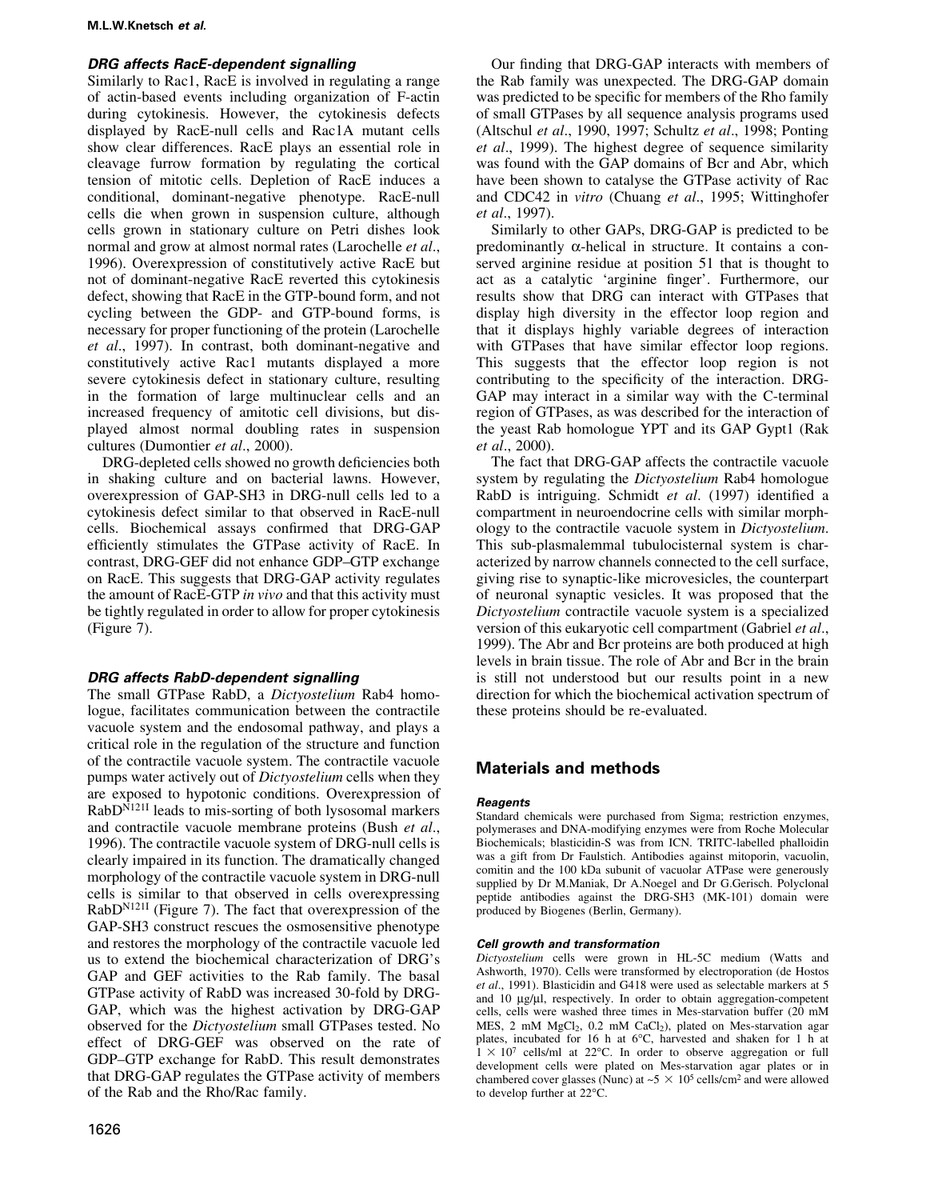### *DRG affects RacE-dependent signalling*

Similarly to Rac1, RacE is involved in regulating a range of actin-based events including organization of F-actin during cytokinesis. However, the cytokinesis defects displayed by RacE-null cells and Rac1A mutant cells show clear differences. RacE plays an essential role in cleavage furrow formation by regulating the cortical tension of mitotic cells. Depletion of RacE induces a conditional, dominant-negative phenotype. RacE-null cells die when grown in suspension culture, although cells grown in stationary culture on Petri dishes look normal and grow at almost normal rates (Larochelle *et al*., 1996). Overexpression of constitutively active RacE but not of dominant-negative RacE reverted this cytokinesis defect, showing that RacE in the GTP-bound form, and not cycling between the GDP- and GTP-bound forms, is necessary for proper functioning of the protein (Larochelle *et al*., 1997). In contrast, both dominant-negative and constitutively active Rac1 mutants displayed a more severe cytokinesis defect in stationary culture, resulting in the formation of large multinuclear cells and an increased frequency of amitotic cell divisions, but displayed almost normal doubling rates in suspension cultures (Dumontier *et al*., 2000).

DRG-depleted cells showed no growth deficiencies both in shaking culture and on bacterial lawns. However, overexpression of GAP-SH3 in DRG-null cells led to a cytokinesis defect similar to that observed in RacE-null cells. Biochemical assays confirmed that DRG-GAP efficiently stimulates the GTPase activity of RacE. In contrast, DRG-GEF did not enhance GDP–GTP exchange on RacE. This suggests that DRG-GAP activity regulates the amount of RacE-GTP *in vivo* and that this activity must be tightly regulated in order to allow for proper cytokinesis (Figure 7).

### *DRG affects RabD-dependent signalling*

The small GTPase RabD, a *Dictyostelium* Rab4 homologue, facilitates communication between the contractile vacuole system and the endosomal pathway, and plays a critical role in the regulation of the structure and function of the contractile vacuole system. The contractile vacuole pumps water actively out of *Dictyostelium* cells when they are exposed to hypotonic conditions. Overexpression of $RabD^{N121I}$ leads to mis-sorting of both lysosomal markers and contractile vacuole membrane proteins (Bush *et al*., 1996). The contractile vacuole system of DRG-null cells is clearly impaired in its function. The dramatically changed morphology of the contractile vacuole system in DRG-null cells is similar to that observed in cells overexpressing $RabD^{N121I}$ (Figure 7). The fact that overexpression of the GAP-SH3 construct rescues the osmosensitive phenotype and restores the morphology of the contractile vacuole led us to extend the biochemical characterization of DRG's GAP and GEF activities to the Rab family. The basal GTPase activity of RabD was increased 30-fold by DRG-GAP, which was the highest activation by DRG-GAP observed for the *Dictyostelium* small GTPases tested. No effect of DRG-GEF was observed on the rate of GDP–GTP exchange for RabD. This result demonstrates that DRG-GAP regulates the GTPase activity of members of the Rab and the Rho/Rac family.

Our finding that DRG-GAP interacts with members of the Rab family was unexpected. The DRG-GAP domain was predicted to be specific for members of the Rho family of small GTPases by all sequence analysis programs used (Altschul *et al*., 1990, 1997; Schultz *et al*., 1998; Ponting *et al*., 1999). The highest degree of sequence similarity was found with the GAP domains of Bcr and Abr, which have been shown to catalyse the GTPase activity of Rac and CDC42 in *vitro* (Chuang *et al*., 1995; Wittinghofer *et al*., 1997).

Similarly to other GAPs, DRG-GAP is predicted to be predominantly α-helical in structure. It contains a conserved arginine residue at position 51 that is thought to act as a catalytic 'arginine finger'. Furthermore, our results show that DRG can interact with GTPases that display high diversity in the effector loop region and that it displays highly variable degrees of interaction with GTPases that have similar effector loop regions. This suggests that the effector loop region is not contributing to the specificity of the interaction. DRG-GAP may interact in a similar way with the C-terminal region of GTPases, as was described for the interaction of the yeast Rab homologue YPT and its GAP Gypt1 (Rak *et al*., 2000).

The fact that DRG-GAP affects the contractile vacuole system by regulating the *Dictyostelium* Rab4 homologue RabD is intriguing. Schmidt *et al*. (1997) identified a compartment in neuroendocrine cells with similar morphology to the contractile vacuole system in *Dictyostelium*. This sub-plasmalemmal tubulocisternal system is characterized by narrow channels connected to the cell surface, giving rise to synaptic-like microvesicles, the counterpart of neuronal synaptic vesicles. It was proposed that the *Dictyostelium* contractile vacuole system is a specialized version of this eukaryotic cell compartment (Gabriel *et al*., 1999). The Abr and Bcr proteins are both produced at high levels in brain tissue. The role of Abr and Bcr in the brain is still not understood but our results point in a new direction for which the biochemical activation spectrum of these proteins should be re-evaluated.

## Materials and methods

### *Reagents*

Standard chemicals were purchased from Sigma; restriction enzymes, polymerases and DNA-modifying enzymes were from Roche Molecular Biochemicals; blasticidin-S was from ICN. TRITC-labelled phalloidin was a gift from Dr Faulstich. Antibodies against mitoporin, vacuolin, comitin and the 100 kDa subunit of vacuolar ATPase were generously supplied by Dr M.Maniak, Dr A.Noegel and Dr G.Gerisch. Polyclonal peptide antibodies against the DRG-SH3 (MK-101) domain were produced by Biogenes (Berlin, Germany).

### *Cell growth and transformation*

*Dictyostelium* cells were grown in HL-5C medium (Watts and Ashworth, 1970). Cells were transformed by electroporation (de Hostos *et al*., 1991). Blasticidin and G418 were used as selectable markers at 5 and 10 μg/μl, respectively. In order to obtain aggregation-competent cells, cells were washed three times in Mes-starvation buffer (20 mM MES, 2 mM $MgCl_2$, 0.2 mM $CaCl_2$), plated on Mes-starvation agar plates, incubated for 16 h at 6°C, harvested and shaken for 1 h at $1 \times 10^7$ cells/ml at 22°C. In order to observe aggregation or full development cells were plated on Mes-starvation agar plates or in chambered cover glasses (Nunc) at ~$5 \times 10^5$ cells/cm$^2$ and were allowed to develop further at 22°C.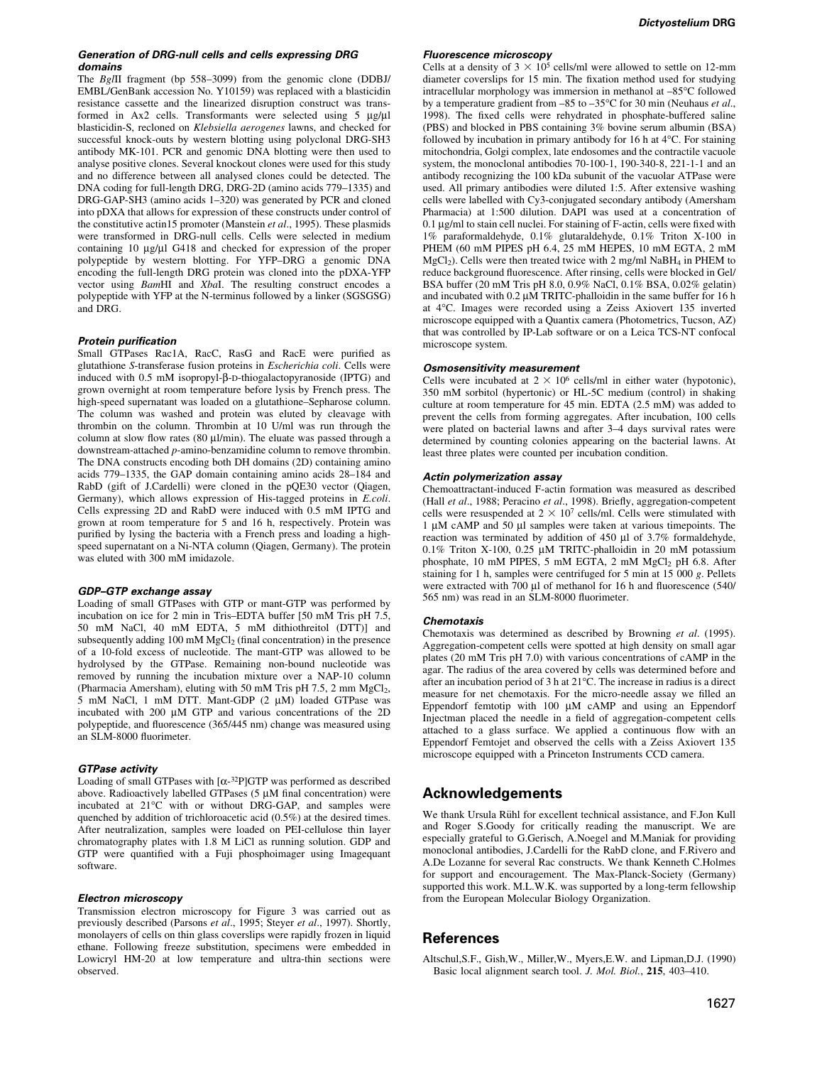#### *Generation of DRG-null cells and cells expressing DRG domains*

The *Bgl*II fragment (bp 558–3099) from the genomic clone (DDBJ/EMBL/GenBank accession No. Y10159) was replaced with a blasticidin resistance cassette and the linearized disruption construct was transformed in Ax2 cells. Transformants were selected using 5 μg/μl blasticidin-S, recloned on *Klebsiella aerogenes* lawns, and checked for successful knock-outs by western blotting using polyclonal DRG-SH3 antibody MK-101. PCR and genomic DNA blotting were then used to analyse positive clones. Several knockout clones were used for this study and no difference between all analysed clones could be detected. The DNA coding for full-length DRG, DRG-2D (amino acids 779–1335) and DRG-GAP-SH3 (amino acids 1–320) was generated by PCR and cloned into pDXA that allows for expression of these constructs under control of the constitutive actin15 promoter (Manstein *et al*., 1995). These plasmids were transformed in DRG-null cells. Cells were selected in medium containing 10 μg/μl G418 and checked for expression of the proper polypeptide by western blotting. For YFP–DRG a genomic DNA encoding the full-length DRG protein was cloned into the pDXA-YFP vector using *Bam*HI and *Xba*I. The resulting construct encodes a polypeptide with YFP at the N-terminus followed by a linker (SGSGSG) and DRG.

#### *Protein purification*

Small GTPases Rac1A, RacC, RasG and RacE were purified as glutathione *S*-transferase fusion proteins in *Escherichia coli*. Cells were induced with 0.5 mM isopropyl-β-D-thiogalactopyranoside (IPTG) and grown overnight at room temperature before lysis by French press. The high-speed supernatant was loaded on a glutathione–Sepharose column. The column was washed and protein was eluted by cleavage with thrombin on the column. Thrombin at 10 U/ml was run through the column at slow flow rates (80 μl/min). The eluate was passed through a downstream-attached *p*-amino-benzamidine column to remove thrombin. The DNA constructs encoding both DH domains (2D) containing amino acids 779–1335, the GAP domain containing amino acids 28–184 and RabD (gift of J.Cardelli) were cloned in the pQE30 vector (Qiagen, Germany), which allows expression of His-tagged proteins in *E.coli*. Cells expressing 2D and RabD were induced with 0.5 mM IPTG and grown at room temperature for 5 and 16 h, respectively. Protein was purified by lysing the bacteria with a French press and loading a high-speed supernatant on a Ni-NTA column (Qiagen, Germany). The protein was eluted with 300 mM imidazole.

#### *GDP–GTP exchange assay*

Loading of small GTPases with GTP or mant-GTP was performed by incubation on ice for 2 min in Tris–EDTA buffer [50 mM Tris pH 7.5, 50 mM NaCl, 40 mM EDTA, 5 mM dithiothreitol (DTT)] and subsequently adding 100 mM $MgCl_2$ (final concentration) in the presence of a 10-fold excess of nucleotide. The mant-GTP was allowed to be hydrolysed by the GTPase. Remaining non-bound nucleotide was removed by running the incubation mixture over a NAP-10 column (Pharmacia Amersham), eluting with 50 mM Tris pH 7.5, 2 mm $MgCl_2$, 5 mM NaCl, 1 mM DTT. Mant-GDP (2 μM) loaded GTPase was incubated with 200 μM GTP and various concentrations of the 2D polypeptide, and fluorescence (365/445 nm) change was measured using an SLM-8000 fluorimeter.

#### *GTPase activity*

Loading of small GTPases with [α-$^{32}$P]GTP was performed as described above. Radioactively labelled GTPases (5 μM final concentration) were incubated at 21°C with or without DRG-GAP, and samples were quenched by addition of trichloroacetic acid (0.5%) at the desired times. After neutralization, samples were loaded on PEI-cellulose thin layer chromatography plates with 1.8 M LiCl as running solution. GDP and GTP were quantified with a Fuji phosphoimager using Imagequant software.

#### *Electron microscopy*

Transmission electron microscopy for Figure 3 was carried out as previously described (Parsons *et al*., 1995; Steyer *et al*., 1997). Shortly, monolayers of cells on thin glass coverslips were rapidly frozen in liquid ethane. Following freeze substitution, specimens were embedded in Lowicryl HM-20 at low temperature and ultra-thin sections were observed.

#### *Fluorescence microscopy*

Cells at a density of $3 \times 10^5$ cells/ml were allowed to settle on 12-mm diameter coverslips for 15 min. The fixation method used for studying intracellular morphology was immersion in methanol at –85°C followed by a temperature gradient from –85 to –35°C for 30 min (Neuhaus *et al*., 1998). The fixed cells were rehydrated in phosphate-buffered saline (PBS) and blocked in PBS containing 3% bovine serum albumin (BSA) followed by incubation in primary antibody for 16 h at 4°C. For staining mitochondria, Golgi complex, late endosomes and the contractile vacuole system, the monoclonal antibodies 70-100-1, 190-340-8, 221-1-1 and an antibody recognizing the 100 kDa subunit of the vacuolar ATPase were used. All primary antibodies were diluted 1:5. After extensive washing cells were labelled with Cy3-conjugated secondary antibody (Amersham Pharmacia) at 1:500 dilution. DAPI was used at a concentration of 0.1 μg/ml to stain cell nuclei. For staining of F-actin, cells were fixed with 1% paraformaldehyde, 0.1% glutaraldehyde, 0.1% Triton X-100 in PHEM (60 mM PIPES pH 6.4, 25 mM HEPES, 10 mM EGTA, 2 mM $MgCl_2$). Cells were then treated twice with 2 mg/ml $NaBH_4$ in PHEM to reduce background fluorescence. After rinsing, cells were blocked in Gel/BSA buffer (20 mM Tris pH 8.0, 0.9% NaCl, 0.1% BSA, 0.02% gelatin) and incubated with 0.2 μM TRITC-phalloidin in the same buffer for 16 h at 4°C. Images were recorded using a Zeiss Axiovert 135 inverted microscope equipped with a Quantix camera (Photometrics, Tucson, AZ) that was controlled by IP-Lab software or on a Leica TCS-NT confocal microscope system.

#### *Osmosensitivity measurement*

Cells were incubated at $2 \times 10^6$ cells/ml in either water (hypotonic), 350 mM sorbitol (hypertonic) or HL-5C medium (control) in shaking culture at room temperature for 45 min. EDTA (2.5 mM) was added to prevent the cells from forming aggregates. After incubation, 100 cells were plated on bacterial lawns and after 3–4 days survival rates were determined by counting colonies appearing on the bacterial lawns. At least three plates were counted per incubation condition.

#### *Actin polymerization assay*

Chemoattractant-induced F-actin formation was measured as described (Hall *et al*., 1988; Peracino *et al*., 1998). Briefly, aggregation-competent cells were resuspended at $2 \times 10^7$ cells/ml. Cells were stimulated with 1 μM cAMP and 50 μl samples were taken at various timepoints. The reaction was terminated by addition of 450 μl of 3.7% formaldehyde, 0.1% Triton X-100, 0.25 μM TRITC-phalloidin in 20 mM potassium phosphate, 10 mM PIPES, 5 mM EGTA, 2 mM $MgCl_2$ pH 6.8. After staining for 1 h, samples were centrifuged for 5 min at 15 000 *g*. Pellets were extracted with 700 μl of methanol for 16 h and fluorescence (540/565 nm) was read in an SLM-8000 fluorimeter.

#### *Chemotaxis*

Chemotaxis was determined as described by Browning *et al*. (1995). Aggregation-competent cells were spotted at high density on small agar plates (20 mM Tris pH 7.0) with various concentrations of cAMP in the agar. The radius of the area covered by cells was determined before and after an incubation period of 3 h at 21°C. The increase in radius is a direct measure for net chemotaxis. For the micro-needle assay we filled an Eppendorf femtotip with 100 μM cAMP and using an Eppendorf Injectman placed the needle in a field of aggregation-competent cells attached to a glass surface. We applied a continuous flow with an Eppendorf Femtojet and observed the cells with a Zeiss Axiovert 135 microscope equipped with a Princeton Instruments CCD camera.

## Acknowledgements

We thank Ursula Rühl for excellent technical assistance, and F.Jon Kull and Roger S.Goody for critically reading the manuscript. We are especially grateful to G.Gerisch, A.Noegel and M.Maniak for providing monoclonal antibodies, J.Cardelli for the RabD clone, and F.Rivero and A.De Lozanne for several Rac constructs. We thank Kenneth C.Holmes for support and encouragement. The Max-Planck-Society (Germany) supported this work. M.L.W.K. was supported by a long-term fellowship from the European Molecular Biology Organization.

## References

Altschul,S.F., Gish,W., Miller,W., Myers,E.W. and Lipman,D.J. (1990) Basic local alignment search tool. *J. Mol. Biol.*, **215**, 403–410.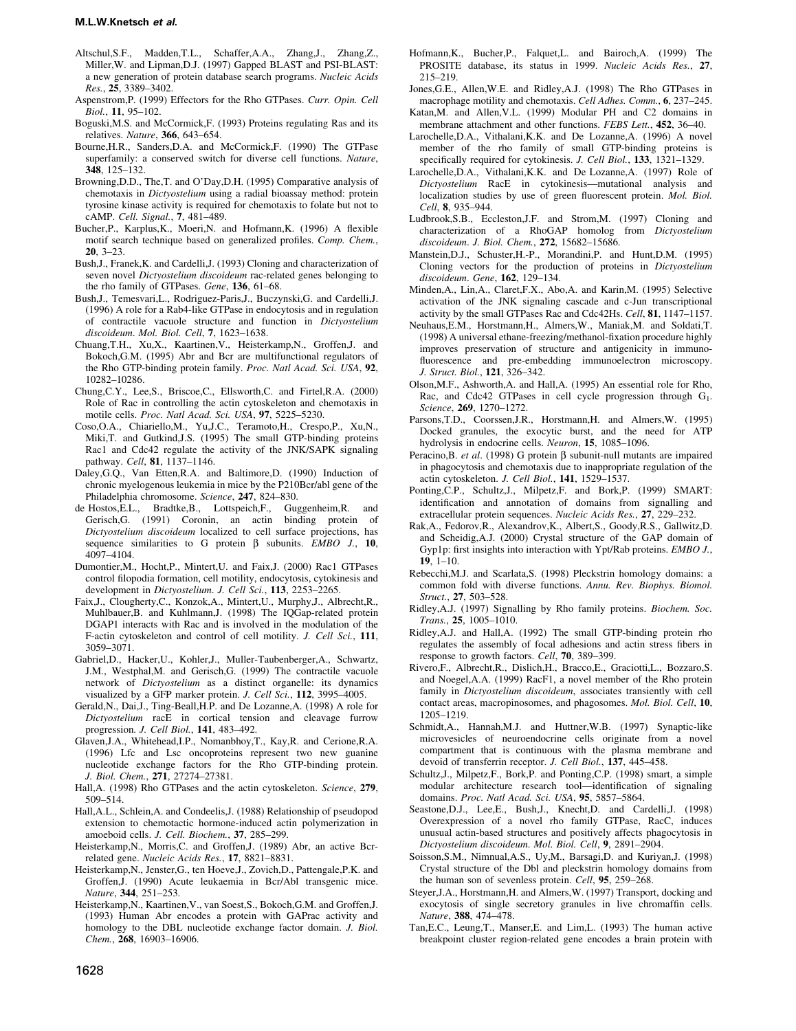Altschul,S.F., Madden,T.L., Schaffer,A.A., Zhang,J., Zhang,Z., Miller,W. and Lipman,D.J. (1997) Gapped BLAST and PSI-BLAST: a new generation of protein database search programs. *Nucleic Acids Res.*, **25**, 3389–3402.

Aspenstrom,P. (1999) Effectors for the Rho GTPases. *Curr. Opin. Cell Biol.*, **11**, 95–102.

Boguski,M.S. and McCormick,F. (1993) Proteins regulating Ras and its relatives. *Nature*, **366**, 643–654.

Bourne,H.R., Sanders,D.A. and McCormick,F. (1990) The GTPase superfamily: a conserved switch for diverse cell functions. *Nature*, **348**, 125–132.

Browning,D.D., The,T. and O'Day,D.H. (1995) Comparative analysis of chemotaxis in *Dictyostelium* using a radial bioassay method: protein tyrosine kinase activity is required for chemotaxis to folate but not to cAMP. *Cell. Signal.*, **7**, 481–489.

Bucher,P., Karplus,K., Moeri,N. and Hofmann,K. (1996) A flexible motif search technique based on generalized profiles. *Comp. Chem.*, **20**, 3–23.

Bush,J., Franek,K. and Cardelli,J. (1993) Cloning and characterization of seven novel *Dictyostelium discoideum* rac-related genes belonging to the rho family of GTPases. *Gene*, **136**, 61–68.

Bush,J., Temesvari,L., Rodriguez-Paris,J., Buczynski,G. and Cardelli,J. (1996) A role for a Rab4-like GTPase in endocytosis and in regulation of contractile vacuole structure and function in *Dictyostelium discoideum*. *Mol. Biol. Cell*, **7**, 1623–1638.

Chuang,T.H., Xu,X., Kaartinen,V., Heisterkamp,N., Groffen,J. and Bokoch,G.M. (1995) Abr and Bcr are multifunctional regulators of the Rho GTP-binding protein family. *Proc. Natl Acad. Sci. USA*, **92**, 10282–10286.

Chung,C.Y., Lee,S., Briscoe,C., Ellsworth,C. and Firtel,R.A. (2000) Role of Rac in controlling the actin cytoskeleton and chemotaxis in motile cells. *Proc. Natl Acad. Sci. USA*, **97**, 5225–5230.

Coso,O.A., Chiariello,M., Yu,J.C., Teramoto,H., Crespo,P., Xu,N., Miki,T. and Gutkind,J.S. (1995) The small GTP-binding proteins Rac1 and Cdc42 regulate the activity of the JNK/SAPK signaling pathway. *Cell*, **81**, 1137–1146.

Daley,G.Q., Van Etten,R.A. and Baltimore,D. (1990) Induction of chronic myelogenous leukemia in mice by the P210Bcr/abl gene of the Philadelphia chromosome. *Science*, **247**, 824–830.

de Hostos,E.L., Bradtke,B., Lottspeich,F., Guggenheim,R. and Gerisch,G. (1991) Coronin, an actin binding protein of *Dictyostelium discoideum* localized to cell surface projections, has sequence similarities to G protein β subunits. *EMBO J.*, **10**, 4097–4104.

Dumontier,M., Hocht,P., Mintert,U. and Faix,J. (2000) Rac1 GTPases control filopodia formation, cell motility, endocytosis, cytokinesis and development in *Dictyostelium*. *J. Cell Sci.*, **113**, 2253–2265.

Faix,J., Clougherty,C., Konzok,A., Mintert,U., Murphy,J., Albrecht,R., Muhlbauer,B. and Kuhlmann,J. (1998) The IQGap-related protein DGAP1 interacts with Rac and is involved in the modulation of the F-actin cytoskeleton and control of cell motility. *J. Cell Sci.*, **111**, 3059–3071.

Gabriel,D., Hacker,U., Kohler,J., Muller-Taubenberger,A., Schwartz, J.M., Westphal,M. and Gerisch,G. (1999) The contractile vacuole network of *Dictyostelium* as a distinct organelle: its dynamics visualized by a GFP marker protein. *J. Cell Sci.*, **112**, 3995–4005.

Gerald,N., Dai,J., Ting-Beall,H.P. and De Lozanne,A. (1998) A role for *Dictyostelium* racE in cortical tension and cleavage furrow progression. *J. Cell Biol.*, **141**, 483–492.

Glaven,J.A., Whitehead,I.P., Nomanbhoy,T., Kay,R. and Cerione,R.A. (1996) Lfc and Lsc oncoproteins represent two new guanine nucleotide exchange factors for the Rho GTP-binding protein. *J. Biol. Chem.*, **271**, 27274–27381.

Hall,A. (1998) Rho GTPases and the actin cytoskeleton. *Science*, **279**, 509–514.

Hall,A.L., Schlein,A. and Condeelis,J. (1988) Relationship of pseudopod extension to chemotactic hormone-induced actin polymerization in amoeboid cells. *J. Cell. Biochem.*, **37**, 285–299.

Heisterkamp,N., Morris,C. and Groffen,J. (1989) Abr, an active Bcr-related gene. *Nucleic Acids Res.*, **17**, 8821–8831.

Heisterkamp,N., Jenster,G., ten Hoeve,J., Zovich,D., Pattengale,P.K. and Groffen,J. (1990) Acute leukaemia in Bcr/Abl transgenic mice. *Nature*, **344**, 251–253.

Heisterkamp,N., Kaartinen,V., van Soest,S., Bokoch,G.M. and Groffen,J. (1993) Human Abr encodes a protein with GAPrac activity and homology to the DBL nucleotide exchange factor domain. *J. Biol. Chem.*, **268**, 16903–16906.

Hofmann,K., Bucher,P., Falquet,L. and Bairoch,A. (1999) The PROSITE database, its status in 1999. *Nucleic Acids Res.*, **27**, 215–219.

Jones,G.E., Allen,W.E. and Ridley,A.J. (1998) The Rho GTPases in macrophage motility and chemotaxis. *Cell Adhes. Comm.*, **6**, 237–245.

Katan,M. and Allen,V.L. (1999) Modular PH and C2 domains in membrane attachment and other functions. *FEBS Lett.*, **452**, 36–40.

Larochelle,D.A., Vithalani,K.K. and De Lozanne,A. (1996) A novel member of the rho family of small GTP-binding proteins is specifically required for cytokinesis. *J. Cell Biol.*, **133**, 1321–1329.

Larochelle,D.A., Vithalani,K.K. and De Lozanne,A. (1997) Role of *Dictyostelium* RacE in cytokinesis—mutational analysis and localization studies by use of green fluorescent protein. *Mol. Biol. Cell*, **8**, 935–944.

Ludbrook,S.B., Eccleston,J.F. and Strom,M. (1997) Cloning and characterization of a RhoGAP homolog from *Dictyostelium discoideum*. *J. Biol. Chem.*, **272**, 15682–15686.

Manstein,D.J., Schuster,H.-P., Morandini,P. and Hunt,D.M. (1995) Cloning vectors for the production of proteins in *Dictyostelium discoideum*. *Gene*, **162**, 129–134.

Minden,A., Lin,A., Claret,F.X., Abo,A. and Karin,M. (1995) Selective activation of the JNK signaling cascade and c-Jun transcriptional activity by the small GTPases Rac and Cdc42Hs. *Cell*, **81**, 1147–1157.

Neuhaus,E.M., Horstmann,H., Almers,W., Maniak,M. and Soldati,T. (1998) A universal ethane-freezing/methanol-fixation procedure highly improves preservation of structure and antigenicity in immunofluorescence and pre-embedding immunoelectron microscopy. *J. Struct. Biol.*, **121**, 326–342.

Olson,M.F., Ashworth,A. and Hall,A. (1995) An essential role for Rho, Rac, and Cdc42 GTPases in cell cycle progression through $G_1$. *Science*, **269**, 1270–1272.

Parsons,T.D., Coorssen,J.R., Horstmann,H. and Almers,W. (1995) Docked granules, the exocytic burst, and the need for ATP hydrolysis in endocrine cells. *Neuron*, **15**, 1085–1096.

Peracino,B. *et al*. (1998) G protein β subunit-null mutants are impaired in phagocytosis and chemotaxis due to inappropriate regulation of the actin cytoskeleton. *J. Cell Biol.*, **141**, 1529–1537.

Ponting,C.P., Schultz,J., Milpetz,F. and Bork,P. (1999) SMART: identification and annotation of domains from signalling and extracellular protein sequences. *Nucleic Acids Res.*, **27**, 229–232.

Rak,A., Fedorov,R., Alexandrov,K., Albert,S., Goody,R.S., Gallwitz,D. and Scheidig,A.J. (2000) Crystal structure of the GAP domain of Gyp1p: first insights into interaction with Ypt/Rab proteins. *EMBO J.*, **19**, 1–10.

Rebecchi,M.J. and Scarlata,S. (1998) Pleckstrin homology domains: a common fold with diverse functions. *Annu. Rev. Biophys. Biomol. Struct.*, **27**, 503–528.

Ridley,A.J. (1997) Signalling by Rho family proteins. *Biochem. Soc. Trans.*, **25**, 1005–1010.

Ridley,A.J. and Hall,A. (1992) The small GTP-binding protein rho regulates the assembly of focal adhesions and actin stress fibers in response to growth factors. *Cell*, **70**, 389–399.

Rivero,F., Albrecht,R., Dislich,H., Bracco,E., Graciotti,L., Bozzaro,S. and Noegel,A.A. (1999) RacF1, a novel member of the Rho protein family in *Dictyostelium discoideum*, associates transiently with cell contact areas, macropinosomes, and phagosomes. *Mol. Biol. Cell*, **10**, 1205–1219.

Schmidt,A., Hannah,M.J. and Huttner,W.B. (1997) Synaptic-like microvesicles of neuroendocrine cells originate from a novel compartment that is continuous with the plasma membrane and devoid of transferrin receptor. *J. Cell Biol.*, **137**, 445–458.

Schultz,J., Milpetz,F., Bork,P. and Ponting,C.P. (1998) smart, a simple modular architecture research tool—identification of signaling domains. *Proc. Natl Acad. Sci. USA*, **95**, 5857–5864.

Seastone,D.J., Lee,E., Bush,J., Knecht,D. and Cardelli,J. (1998) Overexpression of a novel rho family GTPase, RacC, induces unusual actin-based structures and positively affects phagocytosis in *Dictyostelium discoideum*. *Mol. Biol. Cell*, **9**, 2891–2904.

Soisson,S.M., Nimnual,A.S., Uy,M., Barsagi,D. and Kuriyan,J. (1998) Crystal structure of the Dbl and pleckstrin homology domains from the human son of sevenless protein. *Cell*, **95**, 259–268.

Steyer,J.A., Horstmann,H. and Almers,W. (1997) Transport, docking and exocytosis of single secretory granules in live chromaffin cells. *Nature*, **388**, 474–478.

Tan,E.C., Leung,T., Manser,E. and Lim,L. (1993) The human active breakpoint cluster region-related gene encodes a brain protein with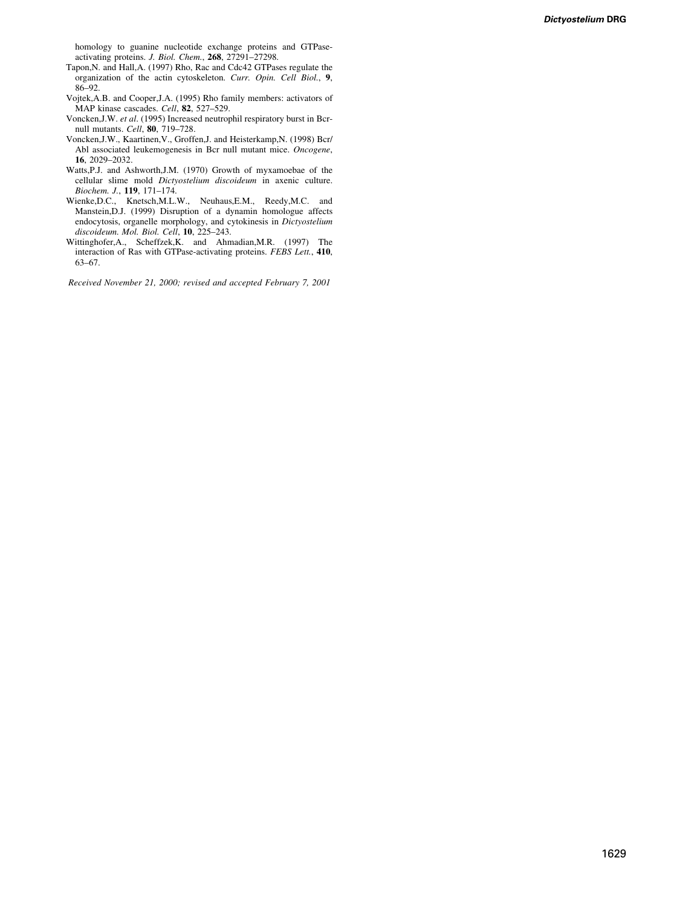homology to guanine nucleotide exchange proteins and GTPase-activating proteins. *J. Biol. Chem.*, **268**, 27291–27298.

Tapon,N. and Hall,A. (1997) Rho, Rac and Cdc42 GTPases regulate the organization of the actin cytoskeleton. *Curr. Opin. Cell Biol.*, **9**, 86–92.

Vojtek,A.B. and Cooper,J.A. (1995) Rho family members: activators of MAP kinase cascades. *Cell*, **82**, 527–529.

Voncken,J.W. *et al*. (1995) Increased neutrophil respiratory burst in Bcr-null mutants. *Cell*, **80**, 719–728.

Voncken,J.W., Kaartinen,V., Groffen,J. and Heisterkamp,N. (1998) Bcr/Abl associated leukemogenesis in Bcr null mutant mice. *Oncogene*, **16**, 2029–2032.

Watts,P.J. and Ashworth,J.M. (1970) Growth of myxamoebae of the cellular slime mold *Dictyostelium discoideum* in axenic culture. *Biochem. J.*, **119**, 171–174.

Wienke,D.C., Knetsch,M.L.W., Neuhaus,E.M., Reedy,M.C. and Manstein,D.J. (1999) Disruption of a dynamin homologue affects endocytosis, organelle morphology, and cytokinesis in *Dictyostelium discoideum*. *Mol. Biol. Cell*, **10**, 225–243.

Wittinghofer,A., Scheffzek,K. and Ahmadian,M.R. (1997) The interaction of Ras with GTPase-activating proteins. *FEBS Lett.*, **410**, 63–67.

*Received November 21, 2000; revised and accepted February 7, 2001*